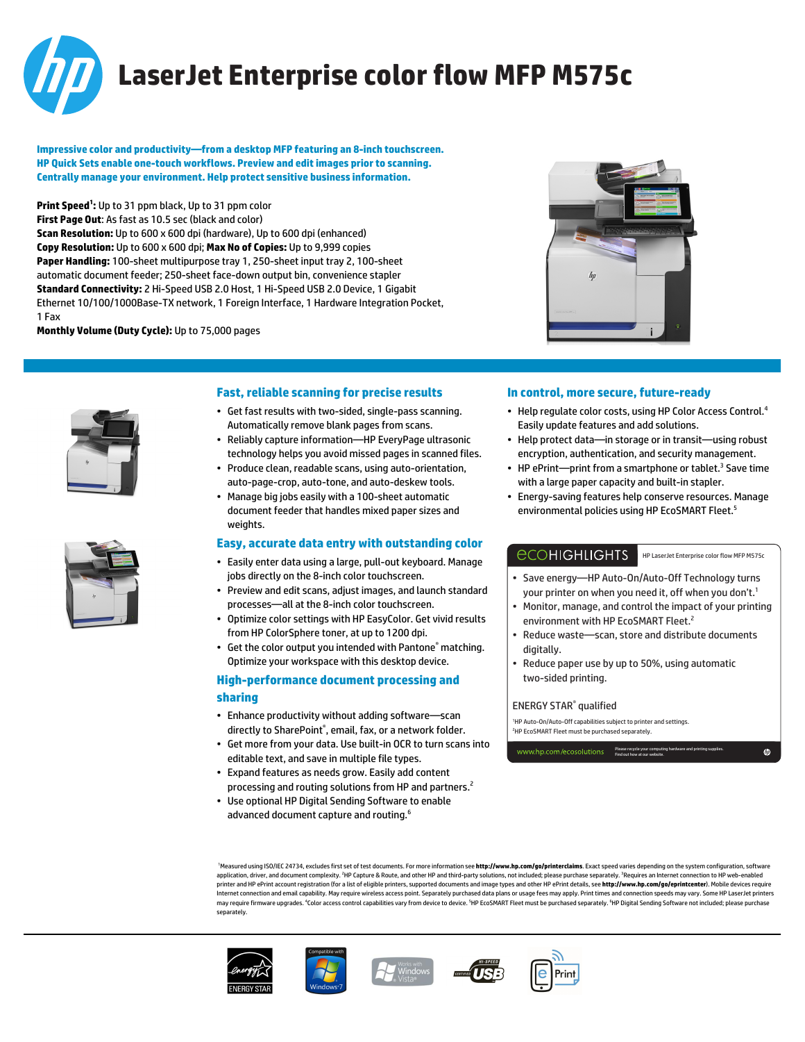# LaserJet Enterprise color flow MFP M575c

**Impressive color and productivity—from a desktop MFP featuring an 8-inch touchscreen. HP Quick Sets enable one-touch workflows. Preview and edit images prior to scanning. Centrally manage your environment. Help protect sensitive business information.**

**Print Speed[1]:** Up to 31 ppm black, Up to 31 ppm color
**First Page Out**: As fast as 10.5 sec (black and color)
**Scan Resolution:** Up to 600 x 600 dpi (hardware), Up to 600 dpi (enhanced)
**Copy Resolution:** Up to 600 x 600 dpi; **Max No of Copies:** Up to 9,999 copies
**Paper Handling:** 100-sheet multipurpose tray 1, 250-sheet input tray 2, 100-sheet automatic document feeder; 250-sheet face-down output bin, convenience stapler
**Standard Connectivity:** 2 Hi-Speed USB 2.0 Host, 1 Hi-Speed USB 2.0 Device, 1 Gigabit Ethernet 10/100/1000Base-TX network, 1 Foreign Interface, 1 Hardware Integration Pocket, 1 Fax
**Monthly Volume (Duty Cycle):** Up to 75,000 pages

## Fast, reliable scanning for precise results

- Get fast results with two-sided, single-pass scanning. Automatically remove blank pages from scans.
- Reliably capture information—HP EveryPage ultrasonic technology helps you avoid missed pages in scanned files.
- Produce clean, readable scans, using auto-orientation, auto-page-crop, auto-tone, and auto-deskew tools.
- Manage big jobs easily with a 100-sheet automatic document feeder that handles mixed paper sizes and weights.

## Easy, accurate data entry with outstanding color

- Easily enter data using a large, pull-out keyboard. Manage jobs directly on the 8-inch color touchscreen.
- Preview and edit scans, adjust images, and launch standard processes—all at the 8-inch color touchscreen.
- Optimize color settings with HP EasyColor. Get vivid results from HP ColorSphere toner, at up to 1200 dpi.
- Get the color output you intended with Pantone® matching. Optimize your workspace with this desktop device.

## High-performance document processing and sharing

- Enhance productivity without adding software—scan directly to SharePoint®, email, fax, or a network folder.
- Get more from your data. Use built-in OCR to turn scans into editable text, and save in multiple file types.
- Expand features as needs grow. Easily add content processing and routing solutions from HP and partners.[2]
- Use optional HP Digital Sending Software to enable advanced document capture and routing.[6]

## In control, more secure, future-ready

- Help regulate color costs, using HP Color Access Control.[4] Easily update features and add solutions.
- Help protect data—in storage or in transit—using robust encryption, authentication, and security management.
- HP ePrint—print from a smartphone or tablet.[3] Save time with a large paper capacity and built-in stapler.
- Energy-saving features help conserve resources. Manage environmental policies using HP EcoSMART Fleet.[5]

### ecoHIGHLIGHTS

HP LaserJet Enterprise color flow MFP M575c

- Save energy—HP Auto-On/Auto-Off Technology turns your printer on when you need it, off when you don't.[1]
- Monitor, manage, and control the impact of your printing environment with HP EcoSMART Fleet.[2]
- Reduce waste—scan, store and distribute documents digitally.
- Reduce paper use by up to 50%, using automatic two-sided printing.

ENERGY STAR® qualified

[1]HP Auto-On/Auto-Off capabilities subject to printer and settings.
[2]HP EcoSMART Fleet must be purchased separately.

www.hp.com/ecosolutions — Please recycle your computing hardware and printing supplies. Find out how at our website.

[1]Measured using ISO/IEC 24734, excludes first set of test documents. For more information see **http://www.hp.com/go/printerclaims**. Exact speed varies depending on the system configuration, software application, driver, and document complexity. [2]HP Capture & Route, and other HP and third-party solutions, not included; please purchase separately. [3]Requires an Internet connection to HP web-enabled printer and HP ePrint account registration (for a list of eligible printers, supported documents and image types and other HP ePrint details, see **http://www.hp.com/go/eprintcenter**). Mobile devices require Internet connection and email capability. May require wireless access point. Separately purchased data plans or usage fees may apply. Print times and connection speeds may vary. Some HP LaserJet printers may require firmware upgrades. [4]Color access control capabilities vary from device to device. [5]HP EcoSMART Fleet must be purchased separately. [6]HP Digital Sending Software not included; please purchase separately.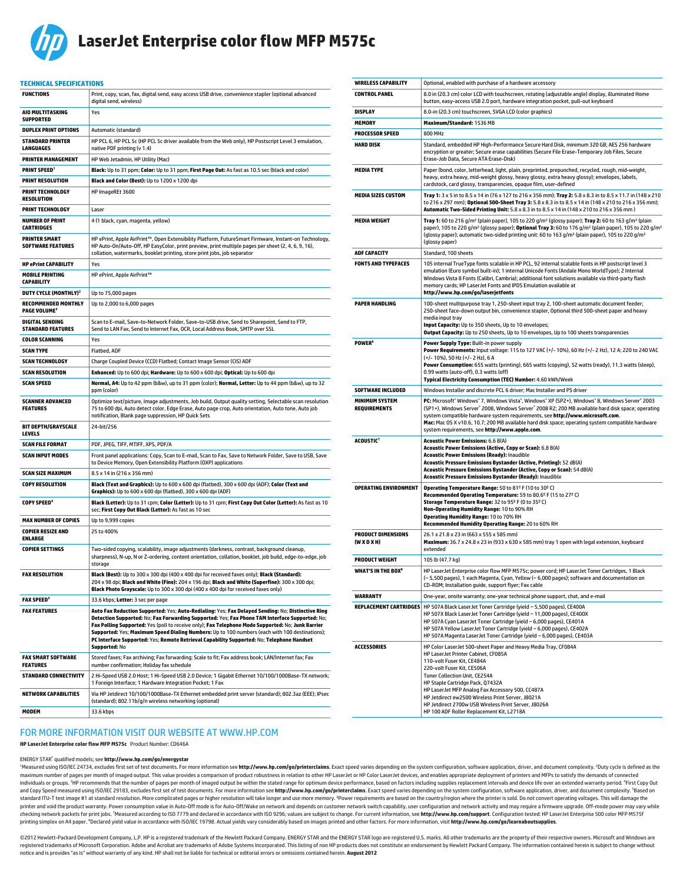// LaserJet Enterprise color flow MFP M575c

# LaserJet Enterprise color flow MFP M575c

## TECHNICAL SPECIFICATIONS

| | |
|---|---|
| **FUNCTIONS** | Print, copy, scan, fax, digital send, easy access USB drive, convenience stapler (optional advanced digital send, wireless) |
| **AIO MULTITASKING SUPPORTED** | Yes |
| **DUPLEX PRINT OPTIONS** | Automatic (standard) |
| **STANDARD PRINTER LANGUAGES** | HP PCL 6, HP PCL 5c (HP PCL 5c driver available from the Web only), HP Postscript Level 3 emulation, native PDF printing (v 1.4) |
| **PRINTER MANAGEMENT** | HP Web Jetadmin, HP Utility (Mac) |
| **PRINT SPEED**[1] | **Black:** Up to 31 ppm; **Color:** Up to 31 ppm; **First Page Out:** As fast as 10.5 sec (black and color) |
| **PRINT RESOLUTION** | **Black and Color (Best):** Up to 1200 x 1200 dpi |
| **PRINT TECHNOLOGY RESOLUTION** | HP ImageREt 3600 |
| **PRINT TECHNOLOGY** | Laser |
| **NUMBER OF PRINT CARTRIDGES** | 4 (1 black, cyan, magenta, yellow) |
| **PRINTER SMART SOFTWARE FEATURES** | HP ePrint, Apple AirPrint™, Open Extensibility Platform, FutureSmart Firmware, Instant-on Technology, HP Auto-On/Auto-Off, HP EasyColor, print preview, print multiple pages per sheet (2, 4, 6, 9, 16), collation, watermarks, booklet printing, store print jobs, job separator |
| **HP ePrint CAPABILITY** | Yes |
| **MOBILE PRINTING CAPABILITY** | HP ePrint, Apple AirPrint™ |
| **DUTY CYCLE (MONTHLY)**[2] | Up to 75,000 pages |
| **RECOMMENDED MONTHLY PAGE VOLUME**[3] | Up to 2,000 to 6,000 pages |
| **DIGITAL SENDING STANDARD FEATURES** | Scan to E-mail, Save-to-Network Folder, Save-to-USB drive, Send to Sharepoint, Send to FTP, Send to LAN Fax, Send to Internet Fax, OCR, Local Address Book, SMTP over SSL |
| **COLOR SCANNING** | Yes |
| **SCAN TYPE** | Flatbed, ADF |
| **SCAN TECHNOLOGY** | Charge Coupled Device (CCD) Flatbed; Contact Image Sensor (CIS) ADF |
| **SCAN RESOLUTION** | **Enhanced:** Up to 600 dpi; **Hardware:** Up to 600 x 600 dpi; **Optical:** Up to 600 dpi |
| **SCAN SPEED** | **Normal, A4:** Up to 42 ppm (b&w), up to 31 ppm (color); **Normal, Letter:** Up to 44 ppm (b&w), up to 32 ppm (color) |
| **SCANNER ADVANCED FEATURES** | Optimize text/picture, Image adjustments, Job build, Output quality setting, Selectable scan resolution 75 to 600 dpi, Auto detect color, Edge Erase, Auto page crop, Auto orientation, Auto tone, Auto job notification, Blank page suppression, HP Quick Sets |
| **BIT DEPTH/GRAYSCALE LEVELS** | 24-bit/256 |
| **SCAN FILE FORMAT** | PDF, JPEG, TIFF, MTIFF, XPS, PDF/A |
| **SCAN INPUT MODES** | Front panel applications: Copy, Scan to E-mail, Scan to Fax, Save to Network Folder, Save to USB, Save to Device Memory, Open Extensibility Platform (OXP) applications |
| **SCAN SIZE MAXIMUM** | 8.5 x 14 in (216 x 356 mm) |
| **COPY RESOLUTION** | **Black (Text and Graphics):** Up to 600 x 600 dpi (flatbed), 300 x 600 dpi (ADF); **Color (Text and Graphics):** Up to 600 x 600 dpi (flatbed), 300 x 600 dpi (ADF) |
| **COPY SPEED**[4] | **Black (Letter):** Up to 31 cpm; **Color (Letter):** Up to 31 cpm; **First Copy Out Color (Letter):** As fast as 10 sec; **First Copy Out Black (Letter):** As fast as 10 sec |
| **MAX NUMBER OF COPIES** | Up to 9,999 copies |
| **COPIER RESIZE AND ENLARGE** | 25 to 400% |
| **COPIER SETTINGS** | Two-sided copying, scalability, image adjustments (darkness, contrast, background cleanup, sharpness), N-up, N or Z-ordering, content orientation, collation, booklet, job build, edge-to-edge, job storage |
| **FAX RESOLUTION** | **Black (Best):** Up to 300 x 300 dpi (400 x 400 dpi for received faxes only); **Black (Standard):** 204 x 98 dpi; **Black and White (Fine):** 204 x 196 dpi; **Black and White (Superfine):** 300 x 300 dpi; **Black Photo Grayscale:** Up to 300 x 300 dpi (400 x 400 dpi for received faxes only) |
| **FAX SPEED**[5] | 33.6 kbps; **Letter:** 3 sec per page |
| **FAX FEATURES** | **Auto Fax Reduction Supported:** Yes; **Auto-Redialing:** Yes; **Fax Delayed Sending:** No; **Distinctive Ring Detection Supported:** No; **Fax Forwarding Supported:** Yes; **Fax Phone TAM Interface Supported:** No; **Fax Polling Supported:** Yes (poll to receive only); **Fax Telephone Mode Supported:** No; **Junk Barrier Supported:** Yes; **Maximum Speed Dialing Numbers:** Up to 100 numbers (each with 100 destinations); **PC Interface Supported:** Yes; **Remote Retrieval Capability Supported:** No; **Telephone Handset Supported:** No |
| **FAX SMART SOFTWARE FEATURES** | Stored faxes; Fax archiving; Fax forwarding; Scale to fit; Fax address book; LAN/Internet fax; Junk fax number confirmation; Holiday fax schedule |
| **STANDARD CONNECTIVITY** | 2 Hi-Speed USB 2.0 Host; 1 Hi-Speed USB 2.0 Device; 1 Gigabit Ethernet 10/100/1000Base-TX network; 1 Foreign Interface; 1 Hardware Integration Pocket; 1 Fax |
| **NETWORK CAPABILITIES** | Via HP Jetdirect 10/100/1000Base-TX Ethernet embedded print server (standard); 802.3az (EEE); IPsec (standard); 802.11b/g/n wireless networking (optional) |
| **MODEM** | 33.6 kbps |
| **WIRELESS CAPABILITY** | Optional, enabled with purchase of a hardware accessory |
| **CONTROL PANEL** | 8.0 in (20.3 cm) color LCD with touchscreen, rotating (adjustable angle) display, illuminated Home button, easy-access USB 2.0 port, hardware integration pocket, pull-out keyboard |
| **DISPLAY** | 8.0-in (20.3 cm) touchscreen, SVGA LCD (color graphics) |
| **MEMORY** | **Maximum/Standard:** 1536 MB |
| **PROCESSOR SPEED** | 800 MHz |
| **HARD DISK** | Standard, embedded HP High-Performance Secure Hard Disk, minimum 320 GB; AES 256 hardware encryption or greater; Secure erase capabilities (Secure File Erase-Temporary Job Files, Secure Erase-Job Data, Secure ATA Erase-Disk) |
| **MEDIA TYPE** | Paper (bond, color, letterhead, light, plain, preprinted, prepunched, recycled, rough, mid-weight, heavy, extra heavy, mid-weight glossy, heavy glossy, extra heavy glossy); envelopes, labels, cardstock, card glossy, transparencies, opaque film, user-defined |
| **MEDIA SIZES CUSTOM** | **Tray 1:** 3 x 5 in to 8.5 x 14 in (76 x 127 to 216 x 356 mm); **Tray 2:** 5.8 x 8.3 in to 8.5 x 11.7 in (148 x 210 to 216 x 297 mm); **Optional 500-Sheet Tray 3:** 5.8 x 8.3 in to 8.5 x 14 in (148 x 210 to 216 x 356 mm); **Automatic Two-Sided Printing Unit:** 5.8 x 8.3 in to 8.5 x 14 in (148 x 210 to 216 x 356 mm ) |
| **MEDIA WEIGHT** | **Tray 1:** 60 to 216 g/m² (plain paper), 105 to 220 g/m² (glossy paper); **Tray 2:** 60 to 163 g/m² (plain paper), 105 to 220 g/m² (glossy paper); **Optional Tray 3:** 60 to 176 g/m² (plain paper), 105 to 220 g/m² (glossy paper); automatic two-sided printing unit: 60 to 163 g/m² (plain paper), 105 to 220 g/m² (glossy paper) |
| **ADF CAPACITY** | Standard, 100 sheets |
| **FONTS AND TYPEFACES** | 105 internal TrueType fonts scalable in HP PCL, 92 internal scalable fonts in HP postscript level 3 emulation (Euro symbol built-in); 1 internal Unicode Fonts (Andale Mono WorldType); 2 Internal Windows Vista 8 Fonts (Calibri, Cambria); additional font solutions available via third-party flash memory cards; HP LaserJet Fonts and IPDS Emulation available at **http://www.hp.com/go/laserjetfonts** |
| **PAPER HANDLING** | 100-sheet multipurpose tray 1, 250-sheet input tray 2, 100-sheet automatic document feeder; 250-sheet face-down output bin, convenience stapler, Optional third 500-sheet paper and heavy media input tray<br>**Input Capacity:** Up to 350 sheets, Up to 10 envelopes;<br>**Output Capacity:** Up to 250 sheets, Up to 10 envelopes, Up to 100 sheets transparencies |
| **POWER**[6] | **Power Supply Type:** Built-in power supply<br>**Power Requirements:** Input voltage: 115 to 127 VAC (+/- 10%), 60 Hz (+/- 2 Hz), 12 A; 220 to 240 VAC (+/- 10%), 50 Hz (+/- 2 Hz), 6 A<br>**Power Consumption:** 655 watts (printing), 665 watts (copying), 52 watts (ready), 11.3 watts (sleep), 0.99 watts (auto-off), 0.3 watts (off)<br>**Typical Electricity Consumption (TEC) Number:** 4.60 kWh/Week |
| **SOFTWARE INCLUDED** | Windows Installer and discrete PCL 6 driver; Mac Installer and PS driver |
| **MINIMUM SYSTEM REQUIREMENTS** | **PC:** Microsoft® Windows® 7, Windows Vista®, Windows® XP (SP2+), Windows® 8, Windows Server® 2003 (SP1+), Windows Server® 2008, Windows Server® 2008 R2; 200 MB available hard disk space; operating system compatible hardware system requirements, see **http://www.microsoft.com**.<br>**Mac:** Mac OS X v10.6, 10.7; 200 MB available hard disk space; operating system compatible hardware system requirements, see **http://www.apple.com**. |
| **ACOUSTIC**[7] | **Acoustic Power Emissions:** 6.6 B(A)<br>**Acoustic Power Emissions (Active, Copy or Scan):** 6.8 B(A)<br>**Acoustic Power Emissions (Ready):** Inaudible<br>**Acoustic Pressure Emissions Bystander (Active, Printing):** 52 dB(A)<br>**Acoustic Pressure Emissions Bystander (Active, Copy or Scan):** 54 dB(A)<br>**Acoustic Pressure Emissions Bystander (Ready):** Inaudible |
| **OPERATING ENVIRONMENT** | **Operating Temperature Range:** 50 to 81º F (10 to 30º C)<br>**Recommended Operating Temperature:** 59 to 80.6º F (15 to 27º C)<br>**Storage Temperature Range:** 32 to 95º F (0 to 35º C)<br>**Non-Operating Humidity Range:** 10 to 90% RH<br>**Operating Humidity Range:** 10 to 70% RH<br>**Recommended Humidity Operating Range:** 20 to 60% RH |
| **PRODUCT DIMENSIONS (W X D X H)** | 26.1 x 21.8 x 23 in (663 x 555 x 585 mm)<br>**Maximum:** 36.7 x 24.8 x 23 in (933 x 630 x 585 mm) tray 1 open with legal extension, keyboard extended |
| **PRODUCT WEIGHT** | 105 lb (47.7 kg) |
| **WHAT'S IN THE BOX**[8] | HP LaserJet Enterprise color flow MFP M575c; power cord; HP LaserJet Toner Cartridges, 1 Black (~ 5,500 pages), 1 each Magenta, Cyan, Yellow (~ 6,000 pages); software and documentation on CD-ROM; Installation guide, support flyer; Fax cable |
| **WARRANTY** | One-year, onsite warranty; one-year technical phone support, chat, and e-mail |
| **REPLACEMENT CARTRIDGES** | HP 507A Black LaserJet Toner Cartridge (yield ~ 5,500 pages), CE400A<br>HP 507X Black LaserJet Toner Cartridge (yield ~ 11,000 pages), CE400X<br>HP 507A Cyan LaserJet Toner Cartridge (yield ~ 6,000 pages), CE401A<br>HP 507A Yellow LaserJet Toner Cartridge (yield ~ 6,000 pages), CE402A<br>HP 507A Magenta LaserJet Toner Cartridge (yield ~ 6,000 pages), CE403A |
| **ACCESSORIES** | HP Color LaserJet 500-sheet Paper and Heavy Media Tray, CF084A<br>HP LaserJet Printer Cabinet, CF085A<br>110-volt Fuser Kit, CE484A<br>220-volt Fuser Kit, CE506A<br>Toner Collection Unit, CE254A<br>HP Staple Cartridge Pack, Q7432A<br>HP LaserJet MFP Analog Fax Accessory 500, CC487A<br>HP Jetdirect ew2500 Wireless Print Server, J8021A<br>HP Jetdirect 2700w USB Wireless Print Server, J8026A<br>HP 100 ADF Roller Replacement Kit, L2718A |

## FOR MORE INFORMATION VISIT OUR WEBSITE AT WWW.HP.COM

**HP LaserJet Enterprise color flow MFP M575c** Product Number: CD646A

ENERGY STAR® qualified models; see **http://www.hp.com/go/energystar**

[1]Measured using ISO/IEC 24734, excludes first set of test documents. For more information see **http://www.hp.com/go/printerclaims**. Exact speed varies depending on the system configuration, software application, driver, and document complexity. [2]Duty cycle is defined as the maximum number of pages per month of imaged output. This value provides a comparison of product robustness in relation to other HP LaserJet or HP Color LaserJet devices, and enables appropriate deployment of printers and MFPs to satisfy the demands of connected individuals or groups. [3]HP recommends that the number of pages per month of imaged output be within the stated range for optimum device performance, based on factors including supplies replacement intervals and device life over an extended warranty period. [4]First Copy Out and Copy Speed measured using ISO/IEC 29183, excludes first set of test documents. For more information see **http://www.hp.com/go/printerclaims**. Exact speed varies depending on the system configuration, software application, driver, and document complexity. [5]Based on standard ITU-T test image #1 at standard resolution. More complicated pages or higher resolution will take longer and use more memory. [6]Power requirements are based on the country/region where the printer is sold. Do not convert operating voltages. This will damage the printer and void the product warranty. Power consumption value in Auto-Off mode is for Auto-Off/Wake on network and depends on customer network switch capability, user configuration and network activity and may require a firmware upgrade. Off-mode power may vary while checking network packets for print jobs. [7]Measured according to ISO 7779 and declared in accordance with ISO 9296; values are subject to change. For current information, see **http://www.hp.com/support**. Configuration tested: HP LaserJet Enterprise 500 color MFP M575f printing simplex on A4 paper. [8]Declared yield value in accordance with ISO/IEC 19798. Actual yields vary considerably based on images printed and other factors. For more information, visit **http://www.hp.com/go/learnaboutsupplies**.

©2012 Hewlett-Packard Development Company, L.P. HP is a registered trademark of the Hewlett Packard Company. ENERGY STAR and the ENERGY STAR logo are registered U.S. marks. All other trademarks are the property of their respective owners. Microsoft and Windows are registered trademarks of Microsoft Corporation. Adobe and Acrobat are trademarks of Adobe Systems Incorporated. This listing of non HP products does not constitute an endorsement by Hewlett Packard Company. The information contained herein is subject to change without notice and is provided "as is" without warranty of any kind. HP shall not be liable for technical or editorial errors or omissions contained herein. **August 2012**